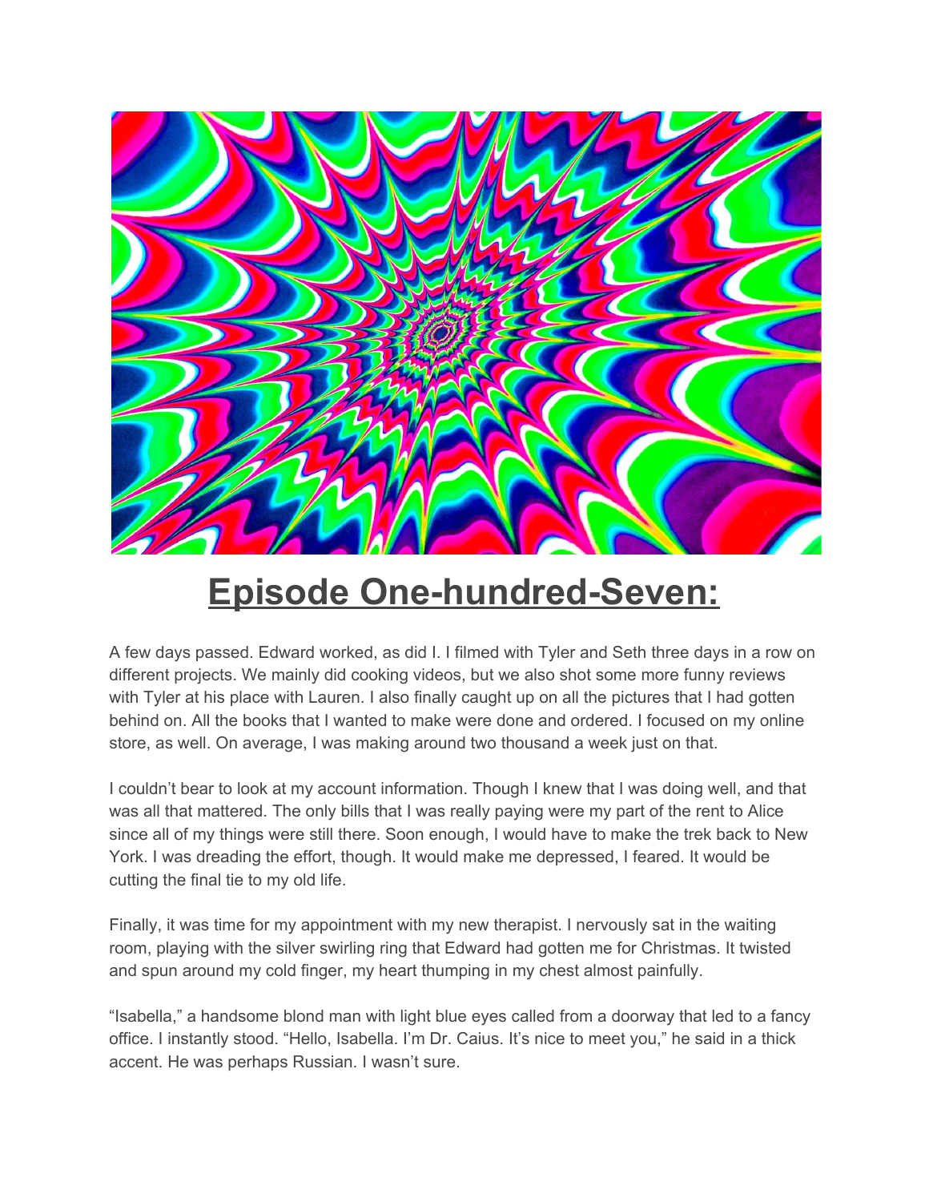# Episode One-hundred-Seven:

A few days passed. Edward worked, as did I. I filmed with Tyler and Seth three days in a row on different projects. We mainly did cooking videos, but we also shot some more funny reviews with Tyler at his place with Lauren. I also finally caught up on all the pictures that I had gotten behind on. All the books that I wanted to make were done and ordered. I focused on my online store, as well. On average, I was making around two thousand a week just on that.

I couldn't bear to look at my account information. Though I knew that I was doing well, and that was all that mattered. The only bills that I was really paying were my part of the rent to Alice since all of my things were still there. Soon enough, I would have to make the trek back to New York. I was dreading the effort, though. It would make me depressed, I feared. It would be cutting the final tie to my old life.

Finally, it was time for my appointment with my new therapist. I nervously sat in the waiting room, playing with the silver swirling ring that Edward had gotten me for Christmas. It twisted and spun around my cold finger, my heart thumping in my chest almost painfully.

"Isabella," a handsome blond man with light blue eyes called from a doorway that led to a fancy office. I instantly stood. "Hello, Isabella. I'm Dr. Caius. It's nice to meet you," he said in a thick accent. He was perhaps Russian. I wasn't sure.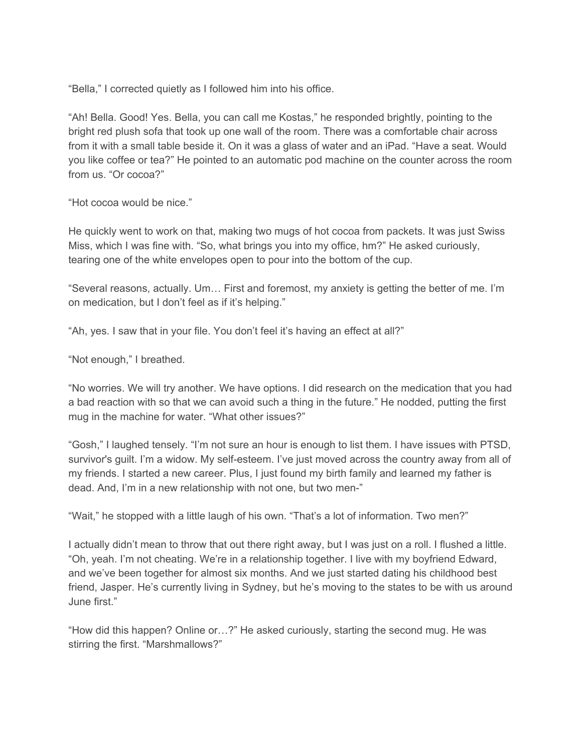“Bella,” I corrected quietly as I followed him into his office.

“Ah! Bella. Good! Yes. Bella, you can call me Kostas,” he responded brightly, pointing to the bright red plush sofa that took up one wall of the room. There was a comfortable chair across from it with a small table beside it. On it was a glass of water and an iPad. “Have a seat. Would you like coffee or tea?” He pointed to an automatic pod machine on the counter across the room from us. “Or cocoa?”

“Hot cocoa would be nice.”

He quickly went to work on that, making two mugs of hot cocoa from packets. It was just Swiss Miss, which I was fine with. “So, what brings you into my office, hm?” He asked curiously, tearing one of the white envelopes open to pour into the bottom of the cup.

“Several reasons, actually. Um… First and foremost, my anxiety is getting the better of me. I’m on medication, but I don’t feel as if it’s helping.”

“Ah, yes. I saw that in your file. You don’t feel it’s having an effect at all?”

“Not enough,” I breathed.

“No worries. We will try another. We have options. I did research on the medication that you had a bad reaction with so that we can avoid such a thing in the future.” He nodded, putting the first mug in the machine for water. “What other issues?”

“Gosh,” I laughed tensely. “I’m not sure an hour is enough to list them. I have issues with PTSD, survivor's guilt. I’m a widow. My self-esteem. I’ve just moved across the country away from all of my friends. I started a new career. Plus, I just found my birth family and learned my father is dead. And, I’m in a new relationship with not one, but two men-”

“Wait,” he stopped with a little laugh of his own. “That’s a lot of information. Two men?”

I actually didn’t mean to throw that out there right away, but I was just on a roll. I flushed a little. “Oh, yeah. I’m not cheating. We’re in a relationship together. I live with my boyfriend Edward, and we’ve been together for almost six months. And we just started dating his childhood best friend, Jasper. He’s currently living in Sydney, but he’s moving to the states to be with us around June first.”

“How did this happen? Online or…?” He asked curiously, starting the second mug. He was stirring the first. “Marshmallows?”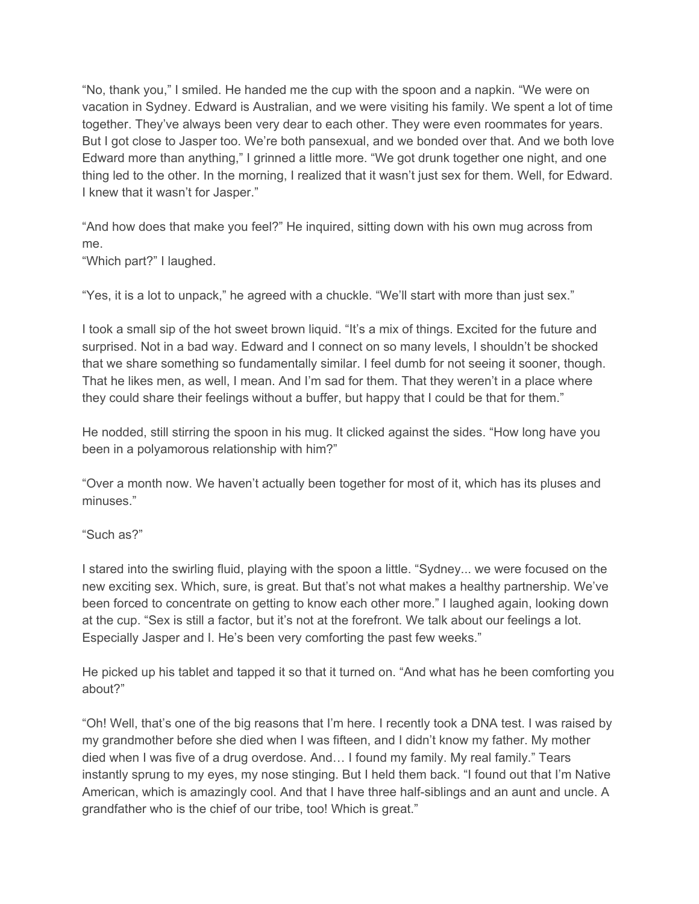"No, thank you," I smiled. He handed me the cup with the spoon and a napkin. "We were on vacation in Sydney. Edward is Australian, and we were visiting his family. We spent a lot of time together. They've always been very dear to each other. They were even roommates for years. But I got close to Jasper too. We're both pansexual, and we bonded over that. And we both love Edward more than anything," I grinned a little more. "We got drunk together one night, and one thing led to the other. In the morning, I realized that it wasn't just sex for them. Well, for Edward. I knew that it wasn't for Jasper."

"And how does that make you feel?" He inquired, sitting down with his own mug across from me.
"Which part?" I laughed.

"Yes, it is a lot to unpack," he agreed with a chuckle. "We'll start with more than just sex."

I took a small sip of the hot sweet brown liquid. "It's a mix of things. Excited for the future and surprised. Not in a bad way. Edward and I connect on so many levels, I shouldn't be shocked that we share something so fundamentally similar. I feel dumb for not seeing it sooner, though. That he likes men, as well, I mean. And I'm sad for them. That they weren't in a place where they could share their feelings without a buffer, but happy that I could be that for them."

He nodded, still stirring the spoon in his mug. It clicked against the sides. "How long have you been in a polyamorous relationship with him?"

"Over a month now. We haven't actually been together for most of it, which has its pluses and minuses."

"Such as?"

I stared into the swirling fluid, playing with the spoon a little. "Sydney... we were focused on the new exciting sex. Which, sure, is great. But that's not what makes a healthy partnership. We've been forced to concentrate on getting to know each other more." I laughed again, looking down at the cup. "Sex is still a factor, but it's not at the forefront. We talk about our feelings a lot. Especially Jasper and I. He's been very comforting the past few weeks."

He picked up his tablet and tapped it so that it turned on. "And what has he been comforting you about?"

"Oh! Well, that's one of the big reasons that I'm here. I recently took a DNA test. I was raised by my grandmother before she died when I was fifteen, and I didn't know my father. My mother died when I was five of a drug overdose. And… I found my family. My real family." Tears instantly sprung to my eyes, my nose stinging. But I held them back. "I found out that I'm Native American, which is amazingly cool. And that I have three half-siblings and an aunt and uncle. A grandfather who is the chief of our tribe, too! Which is great."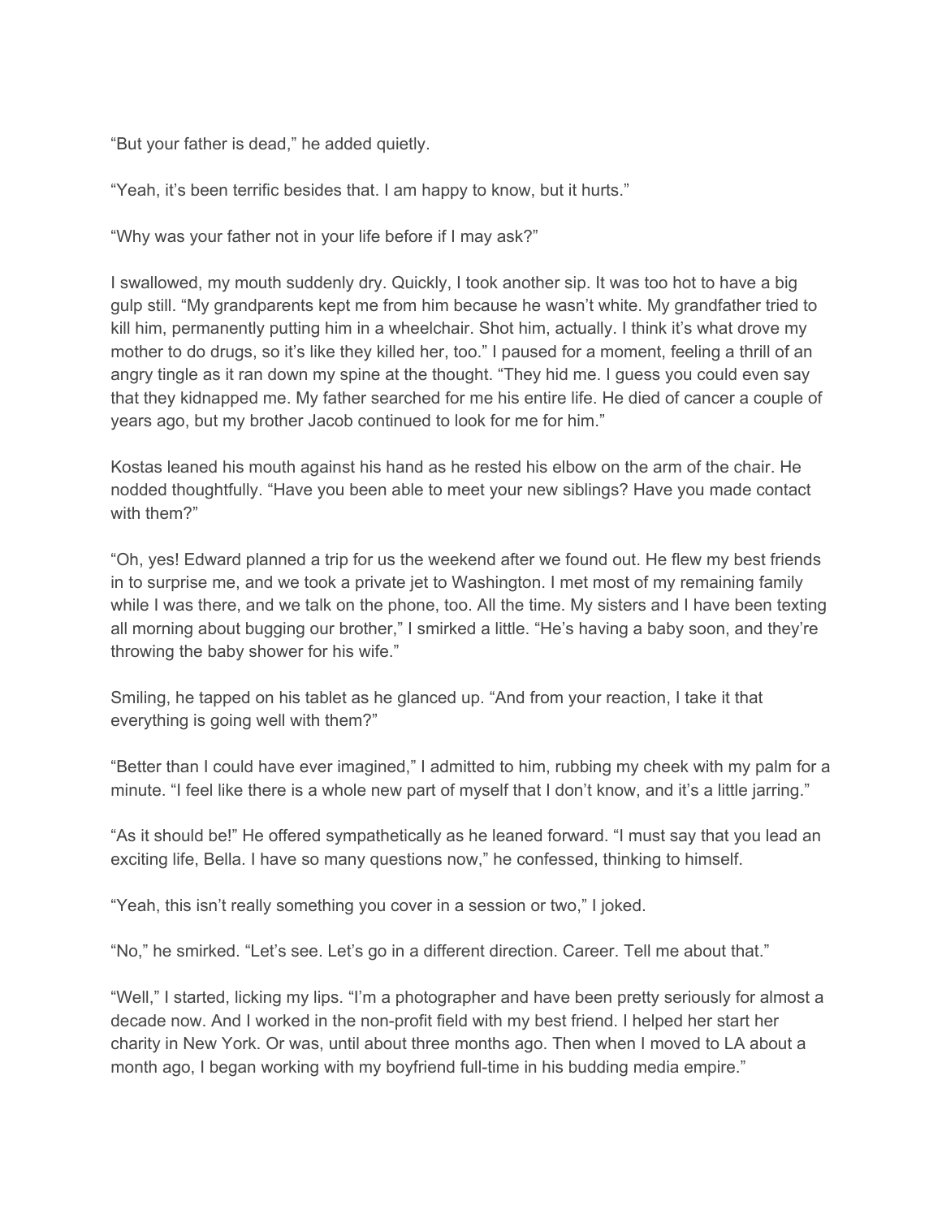"But your father is dead," he added quietly.

"Yeah, it's been terrific besides that. I am happy to know, but it hurts."

"Why was your father not in your life before if I may ask?"

I swallowed, my mouth suddenly dry. Quickly, I took another sip. It was too hot to have a big gulp still. "My grandparents kept me from him because he wasn't white. My grandfather tried to kill him, permanently putting him in a wheelchair. Shot him, actually. I think it's what drove my mother to do drugs, so it's like they killed her, too." I paused for a moment, feeling a thrill of an angry tingle as it ran down my spine at the thought. "They hid me. I guess you could even say that they kidnapped me. My father searched for me his entire life. He died of cancer a couple of years ago, but my brother Jacob continued to look for me for him."

Kostas leaned his mouth against his hand as he rested his elbow on the arm of the chair. He nodded thoughtfully. "Have you been able to meet your new siblings? Have you made contact with them?"

"Oh, yes! Edward planned a trip for us the weekend after we found out. He flew my best friends in to surprise me, and we took a private jet to Washington. I met most of my remaining family while I was there, and we talk on the phone, too. All the time. My sisters and I have been texting all morning about bugging our brother," I smirked a little. "He's having a baby soon, and they're throwing the baby shower for his wife."

Smiling, he tapped on his tablet as he glanced up. "And from your reaction, I take it that everything is going well with them?"

"Better than I could have ever imagined," I admitted to him, rubbing my cheek with my palm for a minute. "I feel like there is a whole new part of myself that I don't know, and it's a little jarring."

"As it should be!" He offered sympathetically as he leaned forward. "I must say that you lead an exciting life, Bella. I have so many questions now," he confessed, thinking to himself.

"Yeah, this isn't really something you cover in a session or two," I joked.

"No," he smirked. "Let's see. Let's go in a different direction. Career. Tell me about that."

"Well," I started, licking my lips. "I'm a photographer and have been pretty seriously for almost a decade now. And I worked in the non-profit field with my best friend. I helped her start her charity in New York. Or was, until about three months ago. Then when I moved to LA about a month ago, I began working with my boyfriend full-time in his budding media empire."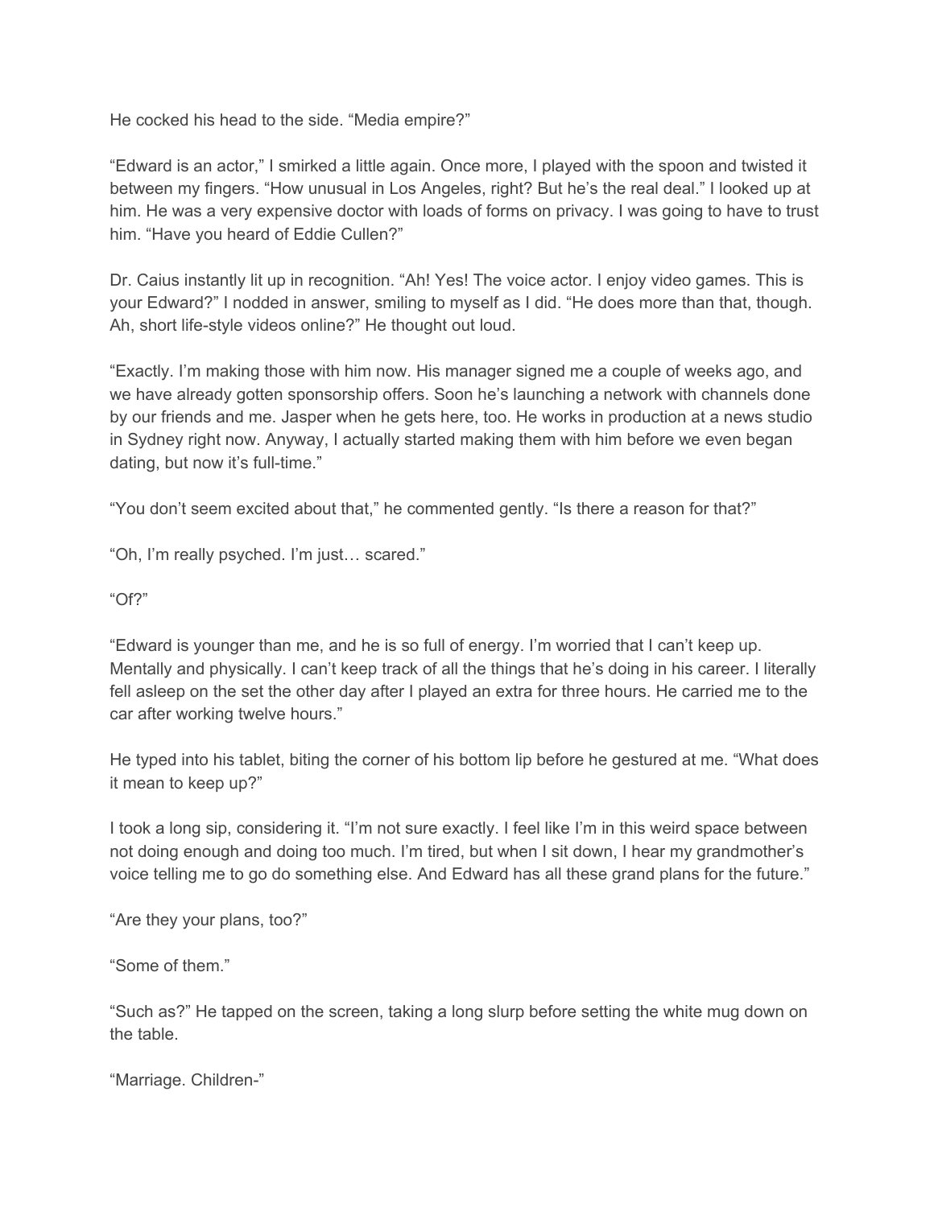He cocked his head to the side. “Media empire?”

“Edward is an actor,” I smirked a little again. Once more, I played with the spoon and twisted it between my fingers. “How unusual in Los Angeles, right? But he’s the real deal.” I looked up at him. He was a very expensive doctor with loads of forms on privacy. I was going to have to trust him. “Have you heard of Eddie Cullen?”

Dr. Caius instantly lit up in recognition. “Ah! Yes! The voice actor. I enjoy video games. This is your Edward?” I nodded in answer, smiling to myself as I did. “He does more than that, though. Ah, short life-style videos online?” He thought out loud.

“Exactly. I’m making those with him now. His manager signed me a couple of weeks ago, and we have already gotten sponsorship offers. Soon he’s launching a network with channels done by our friends and me. Jasper when he gets here, too. He works in production at a news studio in Sydney right now. Anyway, I actually started making them with him before we even began dating, but now it’s full-time.”

“You don’t seem excited about that,” he commented gently. “Is there a reason for that?”

“Oh, I’m really psyched. I’m just… scared.”

“Of?”

“Edward is younger than me, and he is so full of energy. I’m worried that I can’t keep up. Mentally and physically. I can’t keep track of all the things that he’s doing in his career. I literally fell asleep on the set the other day after I played an extra for three hours. He carried me to the car after working twelve hours.”

He typed into his tablet, biting the corner of his bottom lip before he gestured at me. “What does it mean to keep up?”

I took a long sip, considering it. “I’m not sure exactly. I feel like I’m in this weird space between not doing enough and doing too much. I’m tired, but when I sit down, I hear my grandmother’s voice telling me to go do something else. And Edward has all these grand plans for the future.”

“Are they your plans, too?”

“Some of them.”

“Such as?” He tapped on the screen, taking a long slurp before setting the white mug down on the table.

“Marriage. Children-”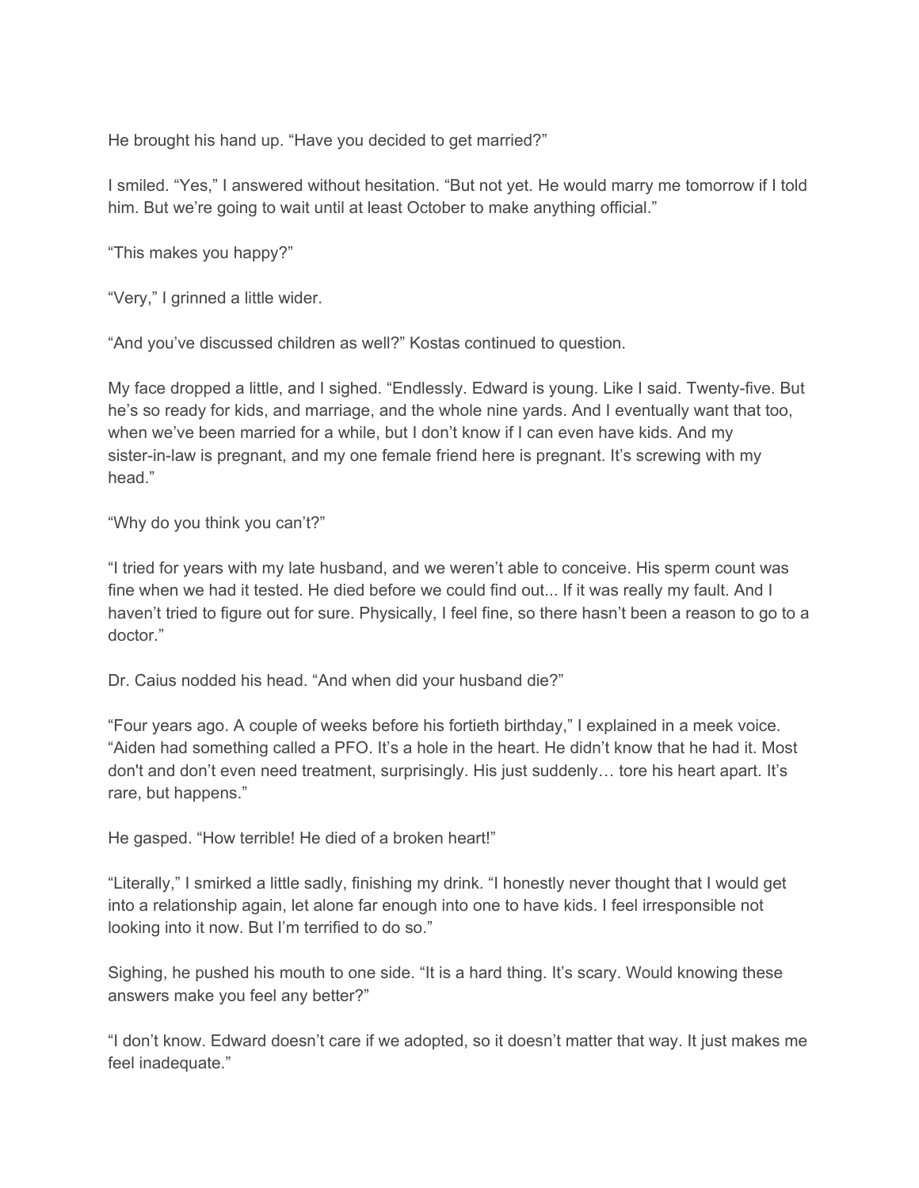He brought his hand up. "Have you decided to get married?"

I smiled. "Yes," I answered without hesitation. "But not yet. He would marry me tomorrow if I told him. But we're going to wait until at least October to make anything official."

"This makes you happy?"

"Very," I grinned a little wider.

"And you've discussed children as well?" Kostas continued to question.

My face dropped a little, and I sighed. "Endlessly. Edward is young. Like I said. Twenty-five. But he's so ready for kids, and marriage, and the whole nine yards. And I eventually want that too, when we've been married for a while, but I don't know if I can even have kids. And my sister-in-law is pregnant, and my one female friend here is pregnant. It's screwing with my head."

"Why do you think you can't?"

"I tried for years with my late husband, and we weren't able to conceive. His sperm count was fine when we had it tested. He died before we could find out... If it was really my fault. And I haven't tried to figure out for sure. Physically, I feel fine, so there hasn't been a reason to go to a doctor."

Dr. Caius nodded his head. "And when did your husband die?"

"Four years ago. A couple of weeks before his fortieth birthday," I explained in a meek voice. "Aiden had something called a PFO. It's a hole in the heart. He didn't know that he had it. Most don't and don't even need treatment, surprisingly. His just suddenly… tore his heart apart. It's rare, but happens."

He gasped. "How terrible! He died of a broken heart!"

"Literally," I smirked a little sadly, finishing my drink. "I honestly never thought that I would get into a relationship again, let alone far enough into one to have kids. I feel irresponsible not looking into it now. But I'm terrified to do so."

Sighing, he pushed his mouth to one side. "It is a hard thing. It's scary. Would knowing these answers make you feel any better?"

"I don't know. Edward doesn't care if we adopted, so it doesn't matter that way. It just makes me feel inadequate."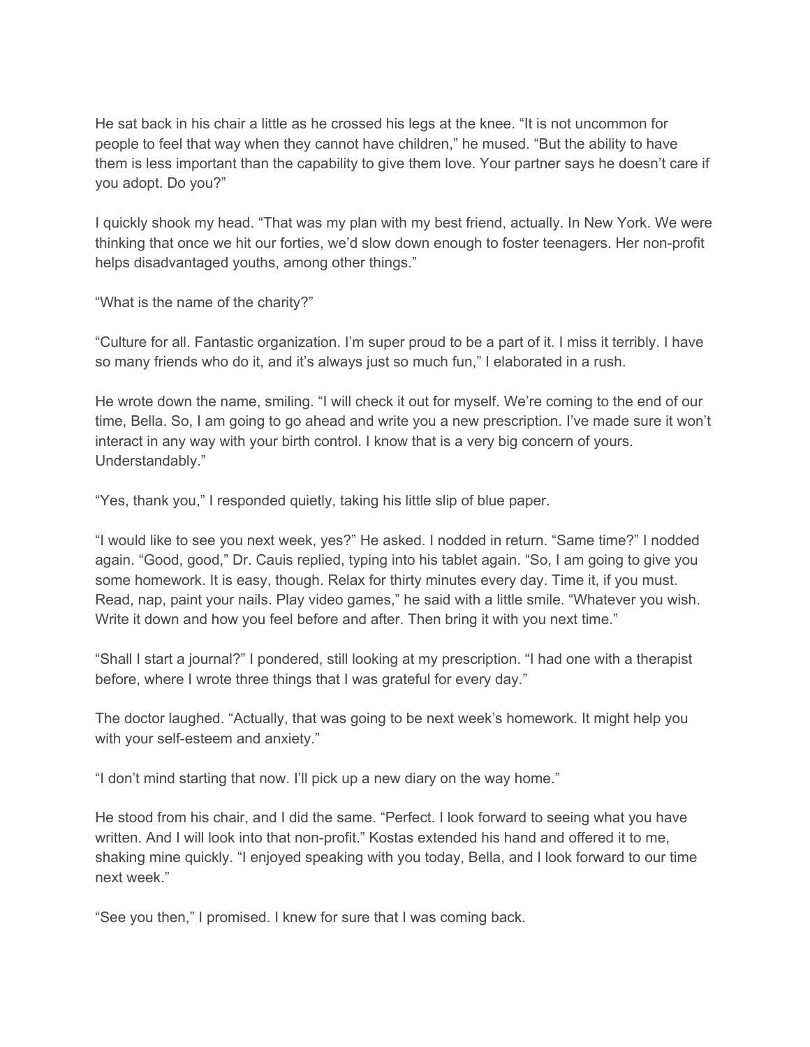He sat back in his chair a little as he crossed his legs at the knee. “It is not uncommon for people to feel that way when they cannot have children,” he mused. “But the ability to have them is less important than the capability to give them love. Your partner says he doesn’t care if you adopt. Do you?”

I quickly shook my head. “That was my plan with my best friend, actually. In New York. We were thinking that once we hit our forties, we’d slow down enough to foster teenagers. Her non-profit helps disadvantaged youths, among other things.”

“What is the name of the charity?”

“Culture for all. Fantastic organization. I’m super proud to be a part of it. I miss it terribly. I have so many friends who do it, and it’s always just so much fun,” I elaborated in a rush.

He wrote down the name, smiling. “I will check it out for myself. We’re coming to the end of our time, Bella. So, I am going to go ahead and write you a new prescription. I’ve made sure it won’t interact in any way with your birth control. I know that is a very big concern of yours. Understandably.”

“Yes, thank you,” I responded quietly, taking his little slip of blue paper.

“I would like to see you next week, yes?” He asked. I nodded in return. “Same time?” I nodded again. “Good, good,” Dr. Cauis replied, typing into his tablet again. “So, I am going to give you some homework. It is easy, though. Relax for thirty minutes every day. Time it, if you must. Read, nap, paint your nails. Play video games,” he said with a little smile. “Whatever you wish. Write it down and how you feel before and after. Then bring it with you next time.”

“Shall I start a journal?” I pondered, still looking at my prescription. “I had one with a therapist before, where I wrote three things that I was grateful for every day.”

The doctor laughed. “Actually, that was going to be next week’s homework. It might help you with your self-esteem and anxiety.”

“I don’t mind starting that now. I’ll pick up a new diary on the way home.”

He stood from his chair, and I did the same. “Perfect. I look forward to seeing what you have written. And I will look into that non-profit.” Kostas extended his hand and offered it to me, shaking mine quickly. “I enjoyed speaking with you today, Bella, and I look forward to our time next week.”

“See you then,” I promised. I knew for sure that I was coming back.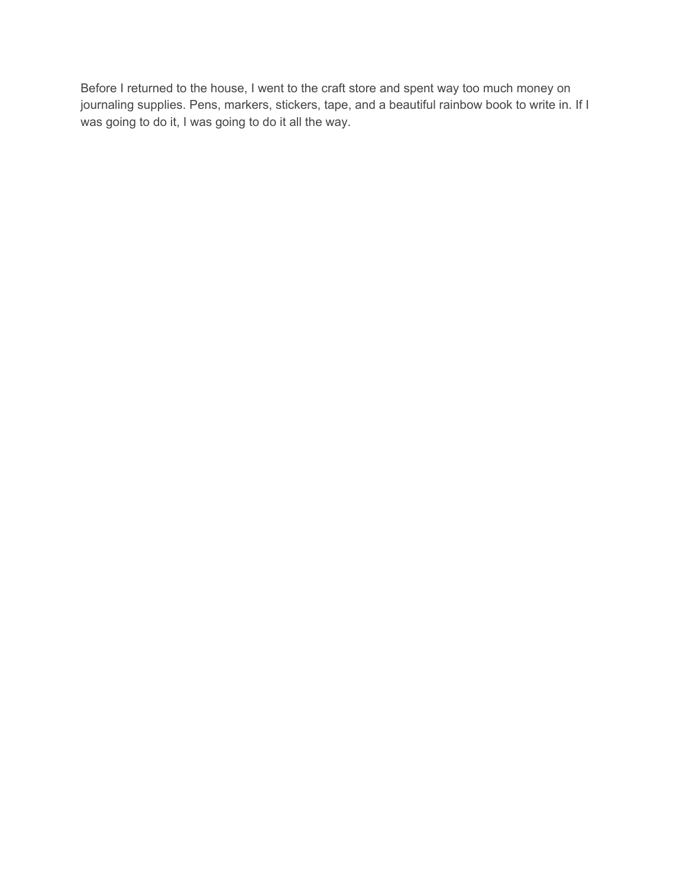Before I returned to the house, I went to the craft store and spent way too much money on journaling supplies. Pens, markers, stickers, tape, and a beautiful rainbow book to write in. If I was going to do it, I was going to do it all the way.